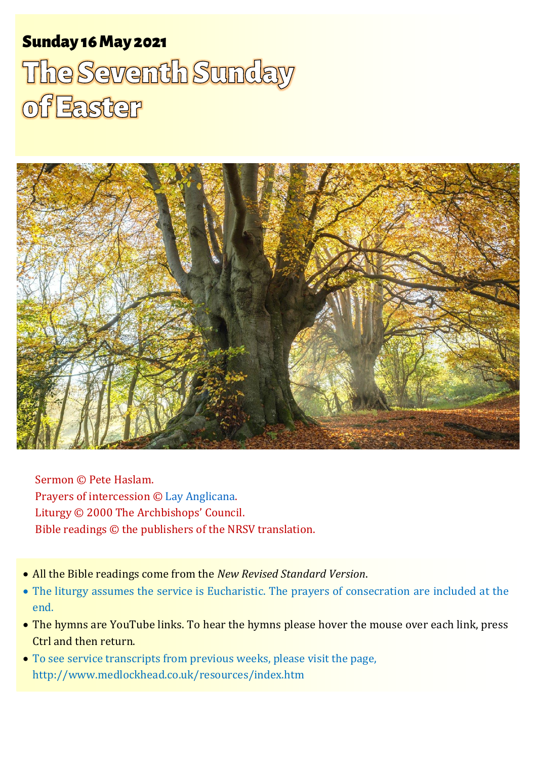**Sunday 16 May 2021**

# The Seventh Sunday of Easter

Sermon © Pete Haslam.
Prayers of intercession © Lay Anglicana.
Liturgy © 2000 The Archbishops' Council.
Bible readings © the publishers of the NRSV translation.

- All the Bible readings come from the *New Revised Standard Version*.
- The liturgy assumes the service is Eucharistic. The prayers of consecration are included at the end.
- The hymns are YouTube links. To hear the hymns please hover the mouse over each link, press Ctrl and then return.
- To see service transcripts from previous weeks, please visit the page, http://www.medlockhead.co.uk/resources/index.htm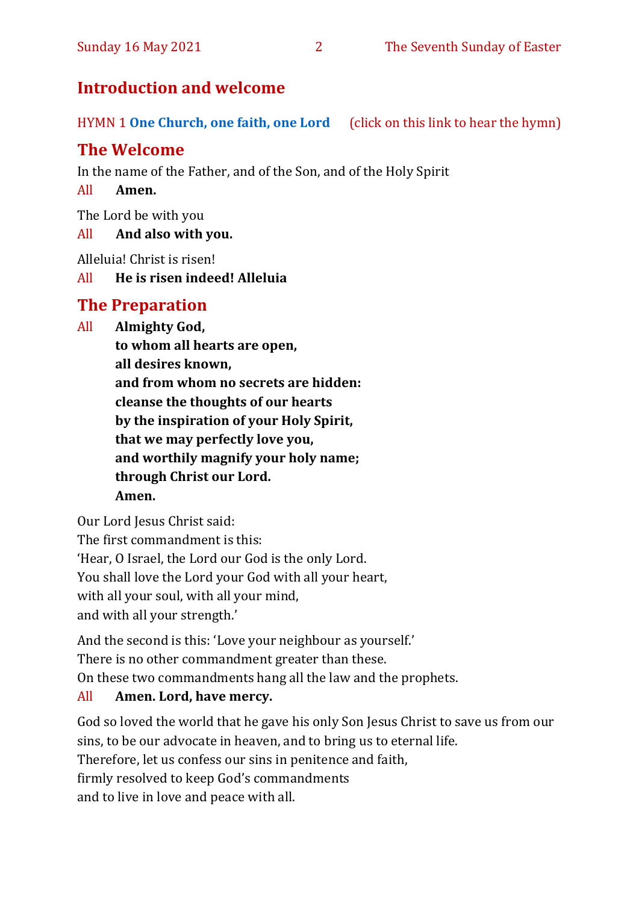## Introduction and welcome

HYMN 1 **One Church, one faith, one Lord** (click on this link to hear the hymn)

## The Welcome

In the name of the Father, and of the Son, and of the Holy Spirit

All **Amen.**

The Lord be with you

All **And also with you.**

Alleluia! Christ is risen!

All **He is risen indeed! Alleluia**

## The Preparation

All **Almighty God,**
**to whom all hearts are open,**
**all desires known,**
**and from whom no secrets are hidden:**
**cleanse the thoughts of our hearts**
**by the inspiration of your Holy Spirit,**
**that we may perfectly love you,**
**and worthily magnify your holy name;**
**through Christ our Lord.**
**Amen.**

Our Lord Jesus Christ said:
The first commandment is this:
'Hear, O Israel, the Lord our God is the only Lord.
You shall love the Lord your God with all your heart,
with all your soul, with all your mind,
and with all your strength.'

And the second is this: 'Love your neighbour as yourself.'
There is no other commandment greater than these.
On these two commandments hang all the law and the prophets.

All **Amen. Lord, have mercy.**

God so loved the world that he gave his only Son Jesus Christ to save us from our sins, to be our advocate in heaven, and to bring us to eternal life.
Therefore, let us confess our sins in penitence and faith,
firmly resolved to keep God's commandments
and to live in love and peace with all.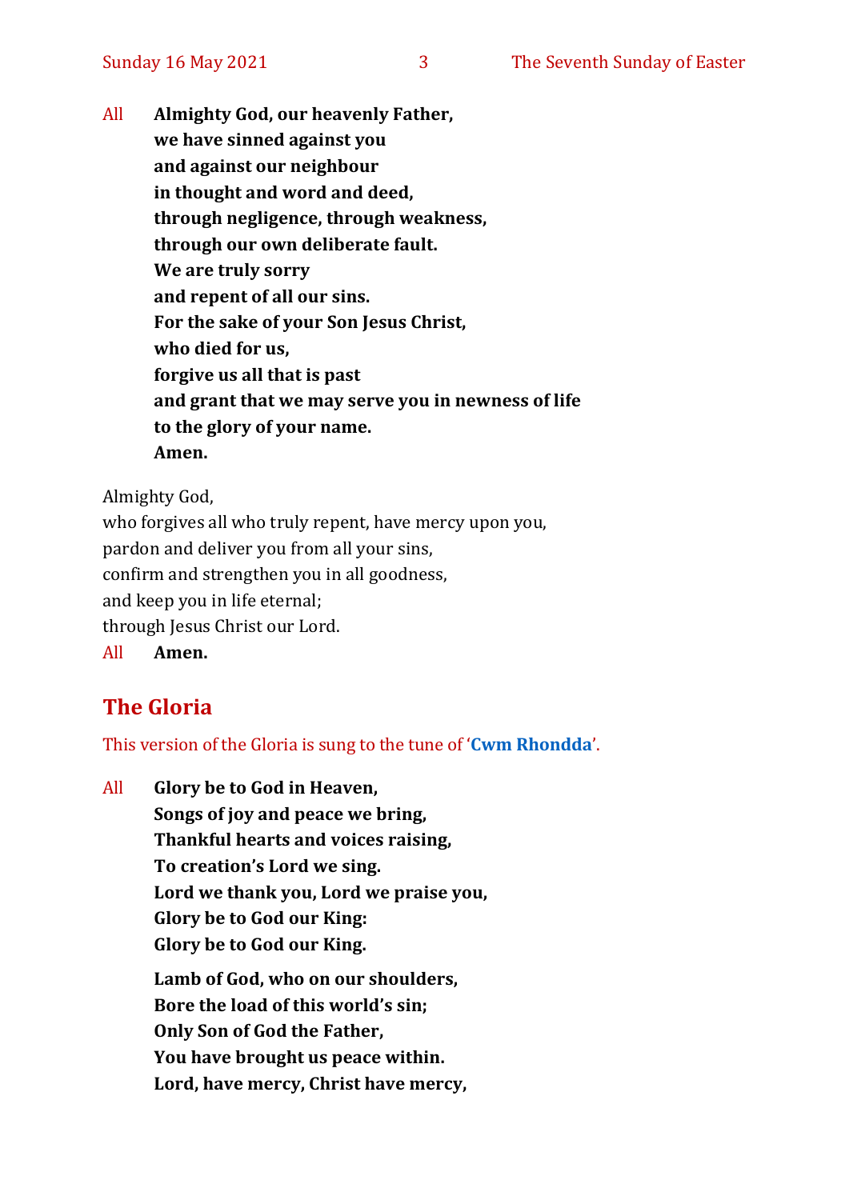All **Almighty God, our heavenly Father,**
**we have sinned against you**
**and against our neighbour**
**in thought and word and deed,**
**through negligence, through weakness,**
**through our own deliberate fault.**
**We are truly sorry**
**and repent of all our sins.**
**For the sake of your Son Jesus Christ,**
**who died for us,**
**forgive us all that is past**
**and grant that we may serve you in newness of life**
**to the glory of your name.**
**Amen.**

Almighty God,
who forgives all who truly repent, have mercy upon you,
pardon and deliver you from all your sins,
confirm and strengthen you in all goodness,
and keep you in life eternal;
through Jesus Christ our Lord.
All **Amen.**

## The Gloria

This version of the Gloria is sung to the tune of '**Cwm Rhondda**'.

All **Glory be to God in Heaven,**
**Songs of joy and peace we bring,**
**Thankful hearts and voices raising,**
**To creation's Lord we sing.**
**Lord we thank you, Lord we praise you,**
**Glory be to God our King:**
**Glory be to God our King.**

**Lamb of God, who on our shoulders,**
**Bore the load of this world's sin;**
**Only Son of God the Father,**
**You have brought us peace within.**
**Lord, have mercy, Christ have mercy,**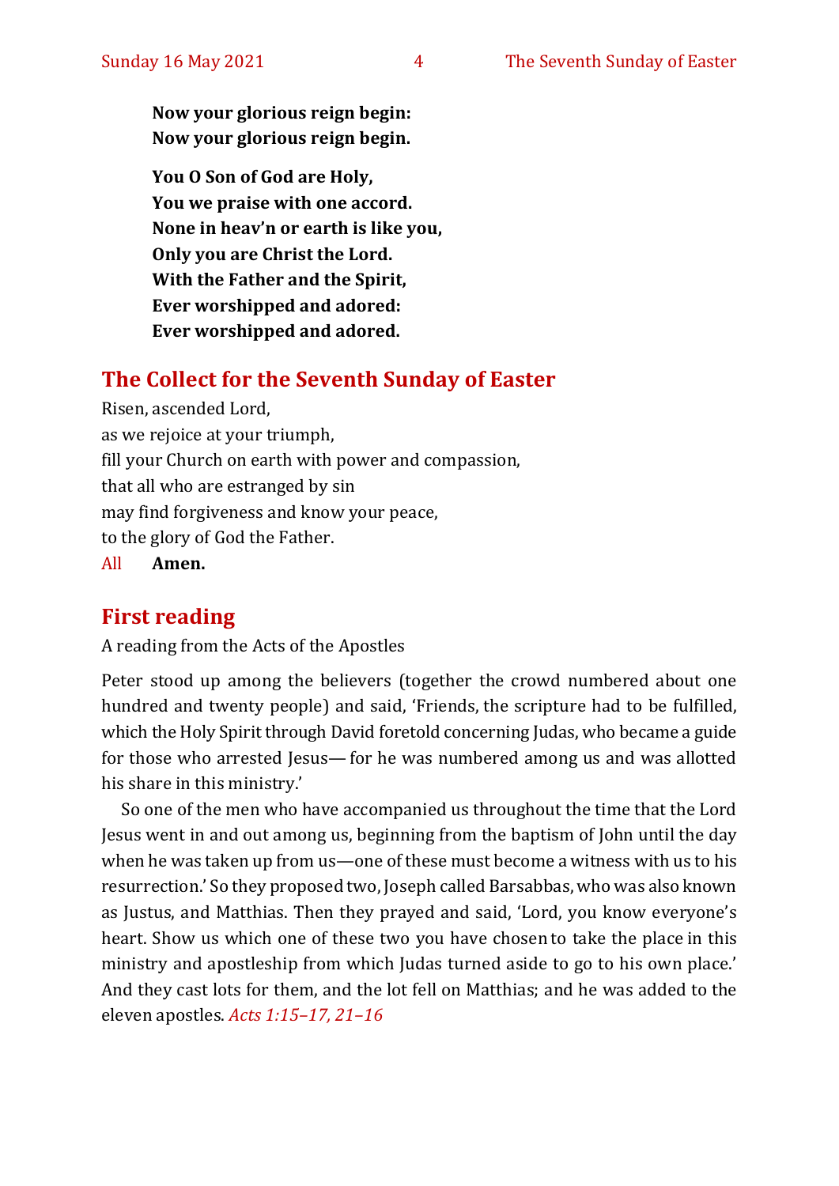**Now your glorious reign begin:**
**Now your glorious reign begin.**

**You O Son of God are Holy,**
**You we praise with one accord.**
**None in heav'n or earth is like you,**
**Only you are Christ the Lord.**
**With the Father and the Spirit,**
**Ever worshipped and adored:**
**Ever worshipped and adored.**

## The Collect for the Seventh Sunday of Easter

Risen, ascended Lord,
as we rejoice at your triumph,
fill your Church on earth with power and compassion,
that all who are estranged by sin
may find forgiveness and know your peace,
to the glory of God the Father.
All **Amen.**

## First reading

A reading from the Acts of the Apostles

Peter stood up among the believers (together the crowd numbered about one hundred and twenty people) and said, 'Friends, the scripture had to be fulfilled, which the Holy Spirit through David foretold concerning Judas, who became a guide for those who arrested Jesus— for he was numbered among us and was allotted his share in this ministry.'

So one of the men who have accompanied us throughout the time that the Lord Jesus went in and out among us, beginning from the baptism of John until the day when he was taken up from us—one of these must become a witness with us to his resurrection.' So they proposed two, Joseph called Barsabbas, who was also known as Justus, and Matthias. Then they prayed and said, 'Lord, you know everyone's heart. Show us which one of these two you have chosen to take the place in this ministry and apostleship from which Judas turned aside to go to his own place.' And they cast lots for them, and the lot fell on Matthias; and he was added to the eleven apostles. *Acts 1:15–17, 21–16*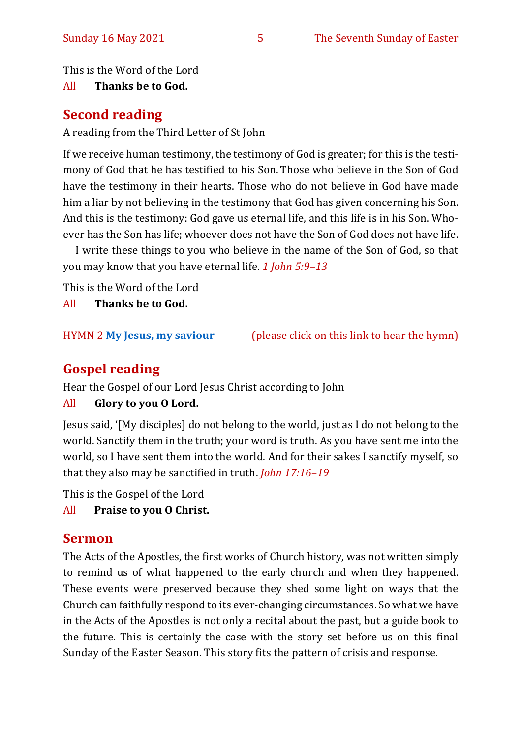This is the Word of the Lord

All **Thanks be to God.**

## Second reading

A reading from the Third Letter of St John

If we receive human testimony, the testimony of God is greater; for this is the testimony of God that he has testified to his Son. Those who believe in the Son of God have the testimony in their hearts. Those who do not believe in God have made him a liar by not believing in the testimony that God has given concerning his Son. And this is the testimony: God gave us eternal life, and this life is in his Son. Whoever has the Son has life; whoever does not have the Son of God does not have life.

I write these things to you who believe in the name of the Son of God, so that you may know that you have eternal life. *1 John 5:9–13*

This is the Word of the Lord

All **Thanks be to God.**

HYMN 2 **My Jesus, my saviour** (please click on this link to hear the hymn)

## Gospel reading

Hear the Gospel of our Lord Jesus Christ according to John

All **Glory to you O Lord.**

Jesus said, '[My disciples] do not belong to the world, just as I do not belong to the world. Sanctify them in the truth; your word is truth. As you have sent me into the world, so I have sent them into the world. And for their sakes I sanctify myself, so that they also may be sanctified in truth. *John 17:16–19*

This is the Gospel of the Lord

All **Praise to you O Christ.**

## Sermon

The Acts of the Apostles, the first works of Church history, was not written simply to remind us of what happened to the early church and when they happened. These events were preserved because they shed some light on ways that the Church can faithfully respond to its ever-changing circumstances. So what we have in the Acts of the Apostles is not only a recital about the past, but a guide book to the future. This is certainly the case with the story set before us on this final Sunday of the Easter Season. This story fits the pattern of crisis and response.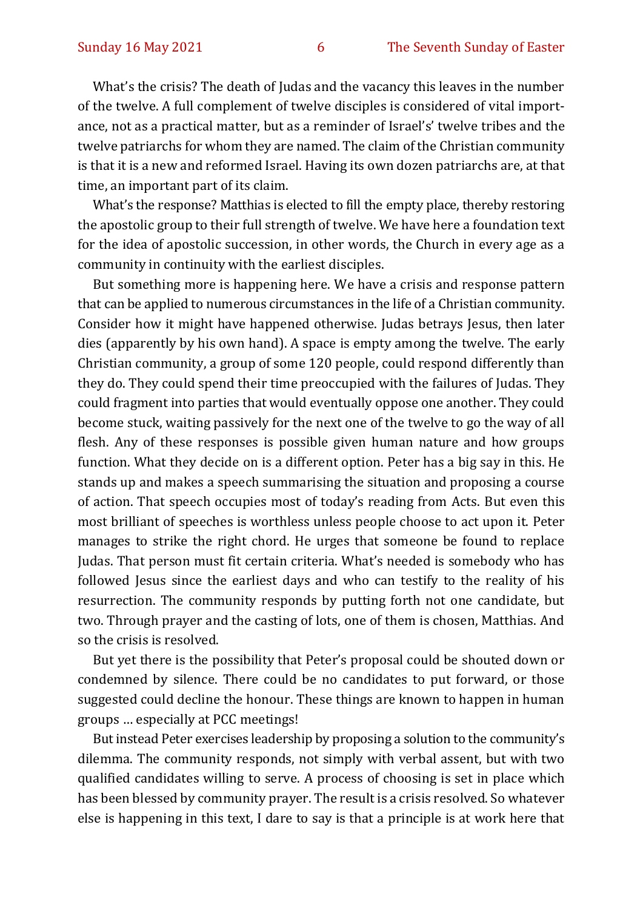What's the crisis? The death of Judas and the vacancy this leaves in the number of the twelve. A full complement of twelve disciples is considered of vital importance, not as a practical matter, but as a reminder of Israel's' twelve tribes and the twelve patriarchs for whom they are named. The claim of the Christian community is that it is a new and reformed Israel. Having its own dozen patriarchs are, at that time, an important part of its claim.

What's the response? Matthias is elected to fill the empty place, thereby restoring the apostolic group to their full strength of twelve. We have here a foundation text for the idea of apostolic succession, in other words, the Church in every age as a community in continuity with the earliest disciples.

But something more is happening here. We have a crisis and response pattern that can be applied to numerous circumstances in the life of a Christian community. Consider how it might have happened otherwise. Judas betrays Jesus, then later dies (apparently by his own hand). A space is empty among the twelve. The early Christian community, a group of some 120 people, could respond differently than they do. They could spend their time preoccupied with the failures of Judas. They could fragment into parties that would eventually oppose one another. They could become stuck, waiting passively for the next one of the twelve to go the way of all flesh. Any of these responses is possible given human nature and how groups function. What they decide on is a different option. Peter has a big say in this. He stands up and makes a speech summarising the situation and proposing a course of action. That speech occupies most of today's reading from Acts. But even this most brilliant of speeches is worthless unless people choose to act upon it. Peter manages to strike the right chord. He urges that someone be found to replace Judas. That person must fit certain criteria. What's needed is somebody who has followed Jesus since the earliest days and who can testify to the reality of his resurrection. The community responds by putting forth not one candidate, but two. Through prayer and the casting of lots, one of them is chosen, Matthias. And so the crisis is resolved.

But yet there is the possibility that Peter's proposal could be shouted down or condemned by silence. There could be no candidates to put forward, or those suggested could decline the honour. These things are known to happen in human groups … especially at PCC meetings!

But instead Peter exercises leadership by proposing a solution to the community's dilemma. The community responds, not simply with verbal assent, but with two qualified candidates willing to serve. A process of choosing is set in place which has been blessed by community prayer. The result is a crisis resolved. So whatever else is happening in this text, I dare to say is that a principle is at work here that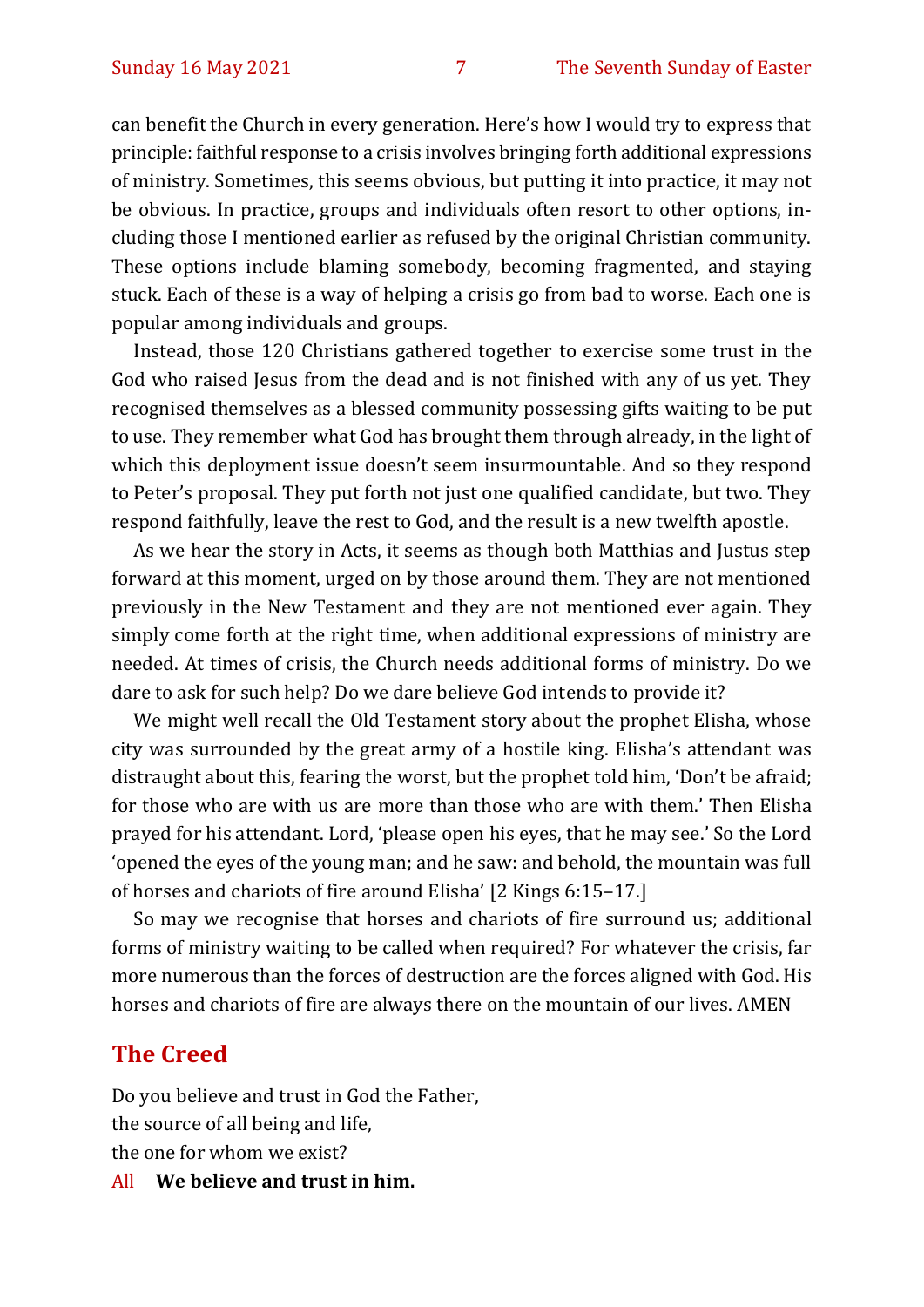can benefit the Church in every generation. Here's how I would try to express that principle: faithful response to a crisis involves bringing forth additional expressions of ministry. Sometimes, this seems obvious, but putting it into practice, it may not be obvious. In practice, groups and individuals often resort to other options, including those I mentioned earlier as refused by the original Christian community. These options include blaming somebody, becoming fragmented, and staying stuck. Each of these is a way of helping a crisis go from bad to worse. Each one is popular among individuals and groups.

Instead, those 120 Christians gathered together to exercise some trust in the God who raised Jesus from the dead and is not finished with any of us yet. They recognised themselves as a blessed community possessing gifts waiting to be put to use. They remember what God has brought them through already, in the light of which this deployment issue doesn't seem insurmountable. And so they respond to Peter's proposal. They put forth not just one qualified candidate, but two. They respond faithfully, leave the rest to God, and the result is a new twelfth apostle.

As we hear the story in Acts, it seems as though both Matthias and Justus step forward at this moment, urged on by those around them. They are not mentioned previously in the New Testament and they are not mentioned ever again. They simply come forth at the right time, when additional expressions of ministry are needed. At times of crisis, the Church needs additional forms of ministry. Do we dare to ask for such help? Do we dare believe God intends to provide it?

We might well recall the Old Testament story about the prophet Elisha, whose city was surrounded by the great army of a hostile king. Elisha's attendant was distraught about this, fearing the worst, but the prophet told him, 'Don't be afraid; for those who are with us are more than those who are with them.' Then Elisha prayed for his attendant. Lord, 'please open his eyes, that he may see.' So the Lord 'opened the eyes of the young man; and he saw: and behold, the mountain was full of horses and chariots of fire around Elisha' [2 Kings 6:15–17.]

So may we recognise that horses and chariots of fire surround us; additional forms of ministry waiting to be called when required? For whatever the crisis, far more numerous than the forces of destruction are the forces aligned with God. His horses and chariots of fire are always there on the mountain of our lives. AMEN

## The Creed

Do you believe and trust in God the Father,
the source of all being and life,
the one for whom we exist?

All **We believe and trust in him.**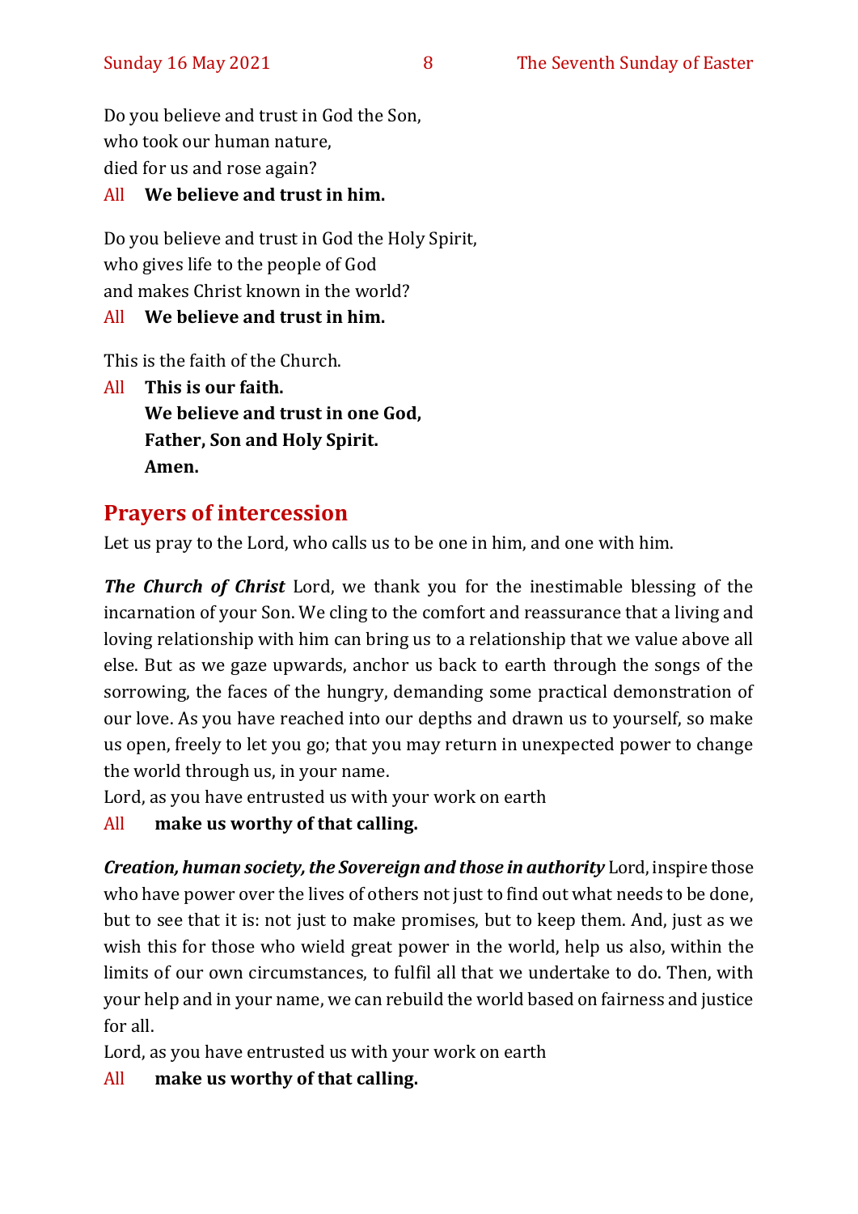Do you believe and trust in God the Son,
who took our human nature,
died for us and rose again?

All **We believe and trust in him.**

Do you believe and trust in God the Holy Spirit,
who gives life to the people of God
and makes Christ known in the world?

All **We believe and trust in him.**

This is the faith of the Church.

All **This is our faith.**
**We believe and trust in one God,**
**Father, Son and Holy Spirit.**
**Amen.**

## Prayers of intercession

Let us pray to the Lord, who calls us to be one in him, and one with him.

***The Church of Christ*** Lord, we thank you for the inestimable blessing of the incarnation of your Son. We cling to the comfort and reassurance that a living and loving relationship with him can bring us to a relationship that we value above all else. But as we gaze upwards, anchor us back to earth through the songs of the sorrowing, the faces of the hungry, demanding some practical demonstration of our love. As you have reached into our depths and drawn us to yourself, so make us open, freely to let you go; that you may return in unexpected power to change the world through us, in your name.

Lord, as you have entrusted us with your work on earth

All **make us worthy of that calling.**

***Creation, human society, the Sovereign and those in authority*** Lord, inspire those who have power over the lives of others not just to find out what needs to be done, but to see that it is: not just to make promises, but to keep them. And, just as we wish this for those who wield great power in the world, help us also, within the limits of our own circumstances, to fulfil all that we undertake to do. Then, with your help and in your name, we can rebuild the world based on fairness and justice for all.

Lord, as you have entrusted us with your work on earth

All **make us worthy of that calling.**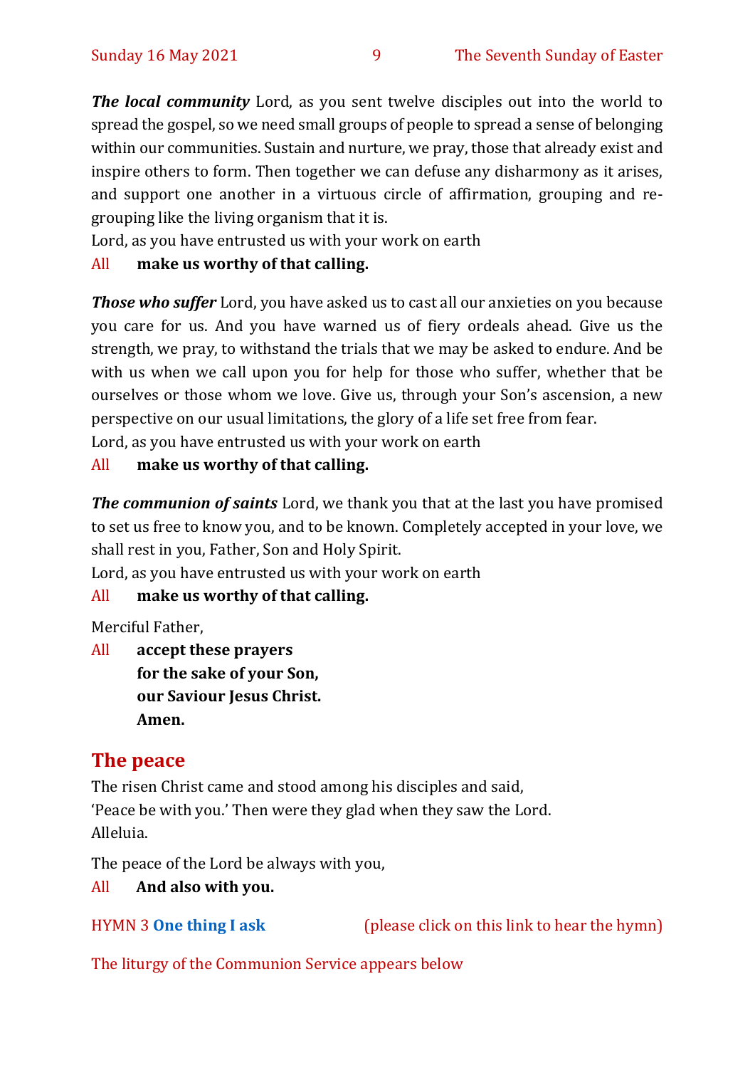***The local community*** Lord, as you sent twelve disciples out into the world to spread the gospel, so we need small groups of people to spread a sense of belonging within our communities. Sustain and nurture, we pray, those that already exist and inspire others to form. Then together we can defuse any disharmony as it arises, and support one another in a virtuous circle of affirmation, grouping and re-grouping like the living organism that it is.

Lord, as you have entrusted us with your work on earth

All **make us worthy of that calling.**

***Those who suffer*** Lord, you have asked us to cast all our anxieties on you because you care for us. And you have warned us of fiery ordeals ahead. Give us the strength, we pray, to withstand the trials that we may be asked to endure. And be with us when we call upon you for help for those who suffer, whether that be ourselves or those whom we love. Give us, through your Son's ascension, a new perspective on our usual limitations, the glory of a life set free from fear.

Lord, as you have entrusted us with your work on earth

All **make us worthy of that calling.**

***The communion of saints*** Lord, we thank you that at the last you have promised to set us free to know you, and to be known. Completely accepted in your love, we shall rest in you, Father, Son and Holy Spirit.

Lord, as you have entrusted us with your work on earth

All **make us worthy of that calling.**

Merciful Father,

All **accept these prayers**
**for the sake of your Son,**
**our Saviour Jesus Christ.**
**Amen.**

## The peace

The risen Christ came and stood among his disciples and said,
'Peace be with you.' Then were they glad when they saw the Lord.
Alleluia.

The peace of the Lord be always with you,

All **And also with you.**

HYMN 3 **One thing I ask** (please click on this link to hear the hymn)

The liturgy of the Communion Service appears below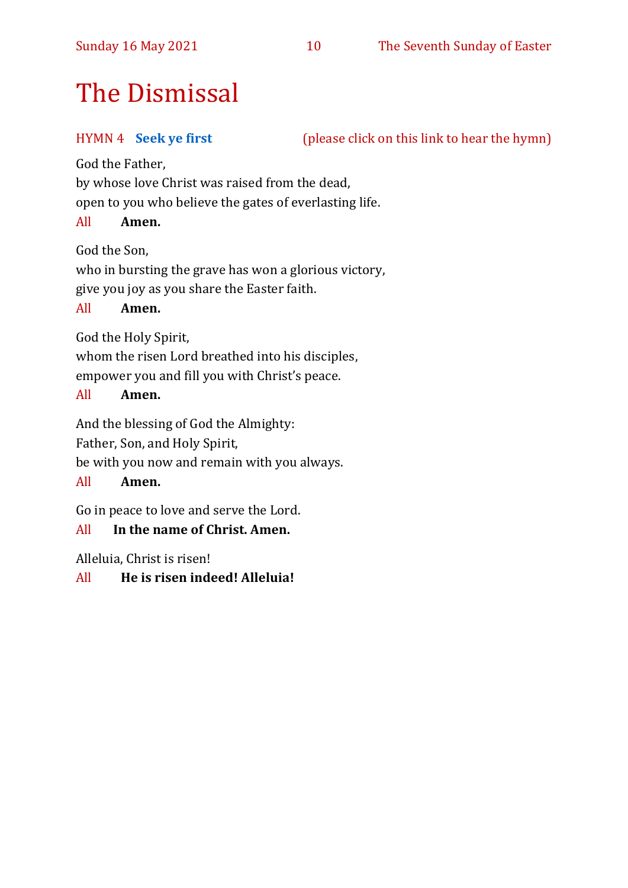# The Dismissal

HYMN 4 **Seek ye first** (please click on this link to hear the hymn)

God the Father,
by whose love Christ was raised from the dead,
open to you who believe the gates of everlasting life.

All **Amen.**

God the Son,
who in bursting the grave has won a glorious victory,
give you joy as you share the Easter faith.

All **Amen.**

God the Holy Spirit,
whom the risen Lord breathed into his disciples,
empower you and fill you with Christ's peace.

All **Amen.**

And the blessing of God the Almighty:
Father, Son, and Holy Spirit,
be with you now and remain with you always.

All **Amen.**

Go in peace to love and serve the Lord.

All **In the name of Christ. Amen.**

Alleluia, Christ is risen!

All **He is risen indeed! Alleluia!**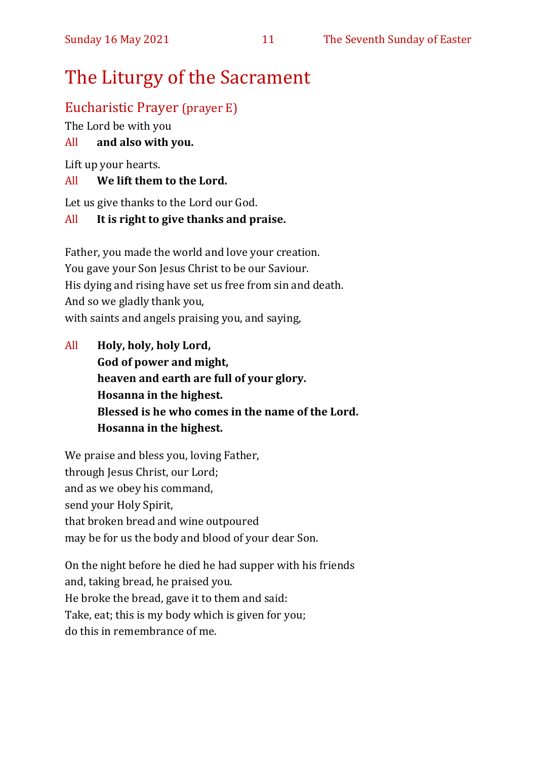# The Liturgy of the Sacrament

## Eucharistic Prayer (prayer E)

The Lord be with you

All **and also with you.**

Lift up your hearts.

All **We lift them to the Lord.**

Let us give thanks to the Lord our God.

All **It is right to give thanks and praise.**

Father, you made the world and love your creation.
You gave your Son Jesus Christ to be our Saviour.
His dying and rising have set us free from sin and death.
And so we gladly thank you,
with saints and angels praising you, and saying,

All **Holy, holy, holy Lord,**
**God of power and might,**
**heaven and earth are full of your glory.**
**Hosanna in the highest.**
**Blessed is he who comes in the name of the Lord.**
**Hosanna in the highest.**

We praise and bless you, loving Father,
through Jesus Christ, our Lord;
and as we obey his command,
send your Holy Spirit,
that broken bread and wine outpoured
may be for us the body and blood of your dear Son.

On the night before he died he had supper with his friends
and, taking bread, he praised you.
He broke the bread, gave it to them and said:
Take, eat; this is my body which is given for you;
do this in remembrance of me.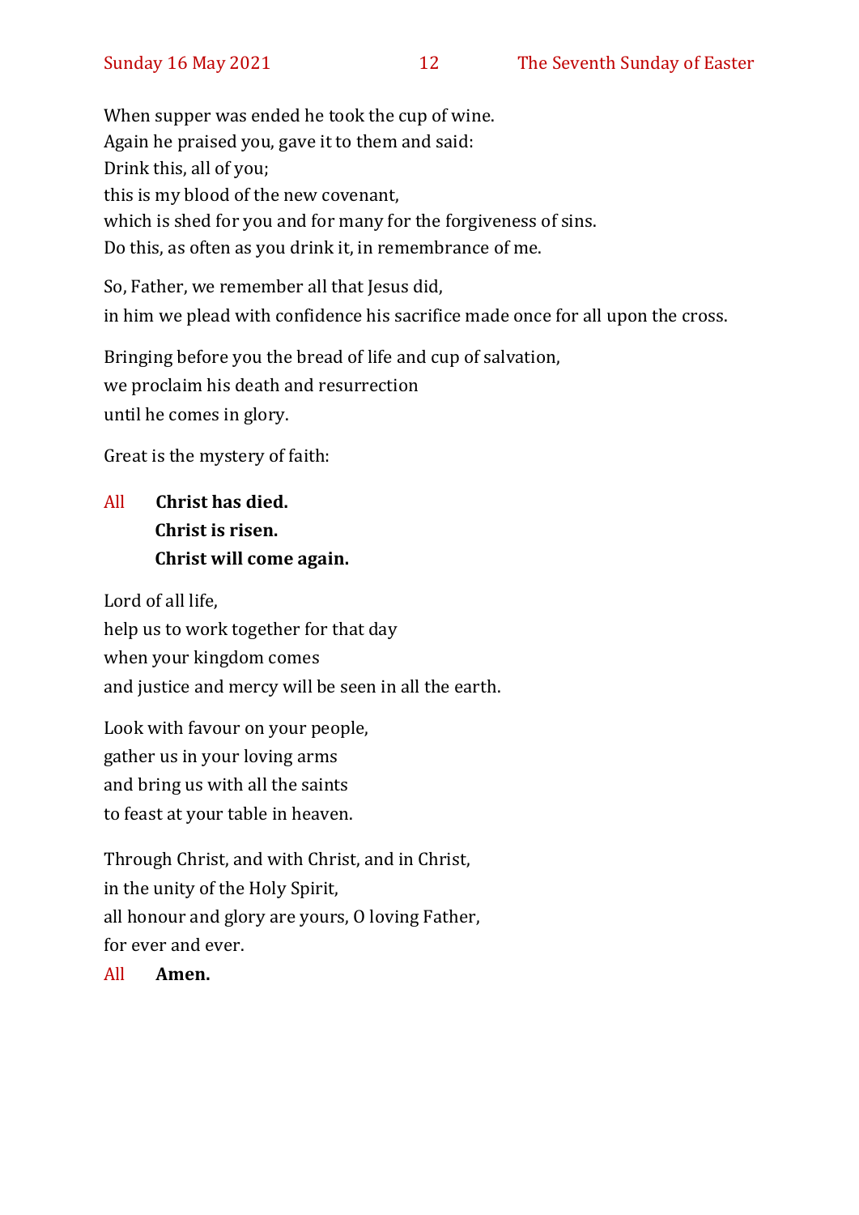When supper was ended he took the cup of wine.
Again he praised you, gave it to them and said:
Drink this, all of you;
this is my blood of the new covenant,
which is shed for you and for many for the forgiveness of sins.
Do this, as often as you drink it, in remembrance of me.

So, Father, we remember all that Jesus did,
in him we plead with confidence his sacrifice made once for all upon the cross.

Bringing before you the bread of life and cup of salvation,
we proclaim his death and resurrection
until he comes in glory.

Great is the mystery of faith:

All **Christ has died.**
**Christ is risen.**
**Christ will come again.**

Lord of all life,
help us to work together for that day
when your kingdom comes
and justice and mercy will be seen in all the earth.

Look with favour on your people,
gather us in your loving arms
and bring us with all the saints
to feast at your table in heaven.

Through Christ, and with Christ, and in Christ,
in the unity of the Holy Spirit,
all honour and glory are yours, O loving Father,
for ever and ever.

All **Amen.**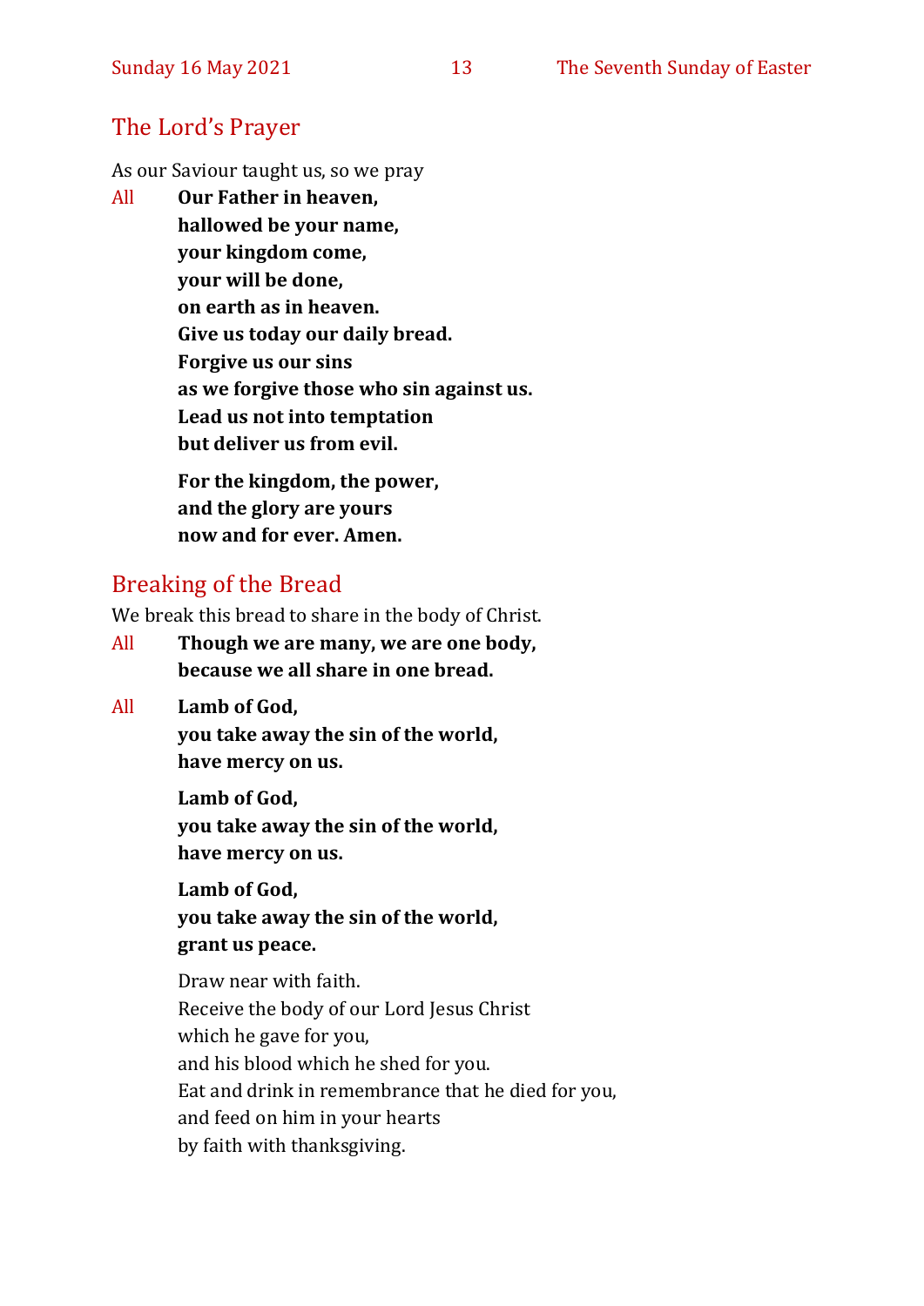## The Lord's Prayer

As our Saviour taught us, so we pray

All **Our Father in heaven,**
**hallowed be your name,**
**your kingdom come,**
**your will be done,**
**on earth as in heaven.**
**Give us today our daily bread.**
**Forgive us our sins**
**as we forgive those who sin against us.**
**Lead us not into temptation**
**but deliver us from evil.**

**For the kingdom, the power,**
**and the glory are yours**
**now and for ever. Amen.**

## Breaking of the Bread

We break this bread to share in the body of Christ.

All **Though we are many, we are one body,**
**because we all share in one bread.**

All **Lamb of God,**
**you take away the sin of the world,**
**have mercy on us.**

**Lamb of God,**
**you take away the sin of the world,**
**have mercy on us.**

**Lamb of God,**
**you take away the sin of the world,**
**grant us peace.**

Draw near with faith.
Receive the body of our Lord Jesus Christ
which he gave for you,
and his blood which he shed for you.
Eat and drink in remembrance that he died for you,
and feed on him in your hearts
by faith with thanksgiving.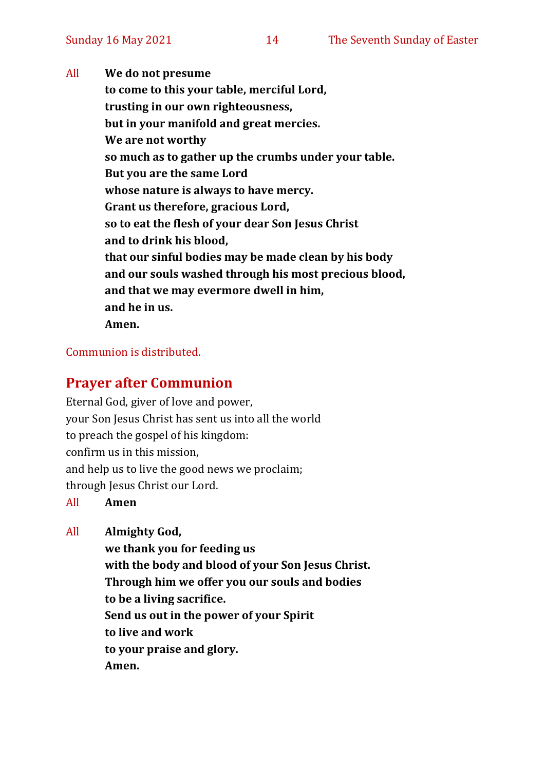All **We do not presume**
**to come to this your table, merciful Lord,**
**trusting in our own righteousness,**
**but in your manifold and great mercies.**
**We are not worthy**
**so much as to gather up the crumbs under your table.**
**But you are the same Lord**
**whose nature is always to have mercy.**
**Grant us therefore, gracious Lord,**
**so to eat the flesh of your dear Son Jesus Christ**
**and to drink his blood,**
**that our sinful bodies may be made clean by his body**
**and our souls washed through his most precious blood,**
**and that we may evermore dwell in him,**
**and he in us.**
**Amen.**

Communion is distributed.

## Prayer after Communion

Eternal God, giver of love and power,
your Son Jesus Christ has sent us into all the world
to preach the gospel of his kingdom:
confirm us in this mission,
and help us to live the good news we proclaim;
through Jesus Christ our Lord.

All **Amen**

All **Almighty God,**
**we thank you for feeding us**
**with the body and blood of your Son Jesus Christ.**
**Through him we offer you our souls and bodies**
**to be a living sacrifice.**
**Send us out in the power of your Spirit**
**to live and work**
**to your praise and glory.**
**Amen.**